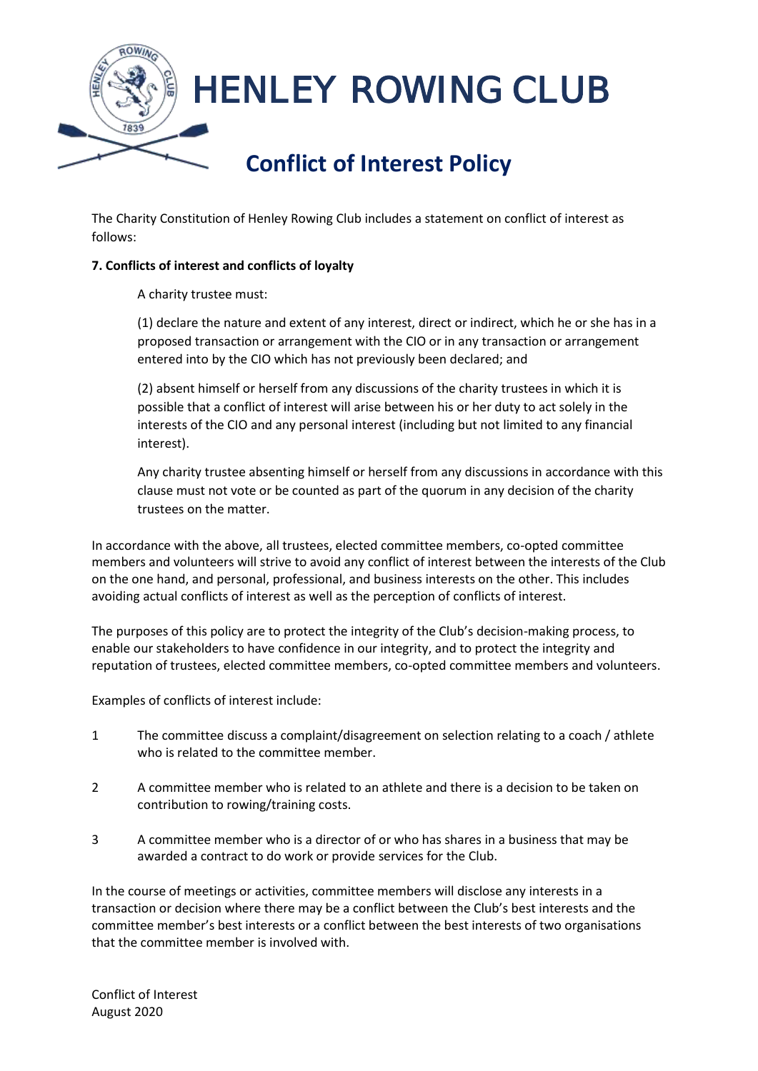# HENLEY ROWING CLUB

## Conflict of Interest Policy

The Charity Constitution of Henley Rowing Club includes a statement on conflict of interest as follows:

**7. Conflicts of interest and conflicts of loyalty**

A charity trustee must:

(1) declare the nature and extent of any interest, direct or indirect, which he or she has in a proposed transaction or arrangement with the CIO or in any transaction or arrangement entered into by the CIO which has not previously been declared; and

(2) absent himself or herself from any discussions of the charity trustees in which it is possible that a conflict of interest will arise between his or her duty to act solely in the interests of the CIO and any personal interest (including but not limited to any financial interest).

Any charity trustee absenting himself or herself from any discussions in accordance with this clause must not vote or be counted as part of the quorum in any decision of the charity trustees on the matter.

In accordance with the above, all trustees, elected committee members, co-opted committee members and volunteers will strive to avoid any conflict of interest between the interests of the Club on the one hand, and personal, professional, and business interests on the other. This includes avoiding actual conflicts of interest as well as the perception of conflicts of interest.

The purposes of this policy are to protect the integrity of the Club's decision-making process, to enable our stakeholders to have confidence in our integrity, and to protect the integrity and reputation of trustees, elected committee members, co-opted committee members and volunteers.

Examples of conflicts of interest include:

1. The committee discuss a complaint/disagreement on selection relating to a coach / athlete who is related to the committee member.
2. A committee member who is related to an athlete and there is a decision to be taken on contribution to rowing/training costs.
3. A committee member who is a director of or who has shares in a business that may be awarded a contract to do work or provide services for the Club.

In the course of meetings or activities, committee members will disclose any interests in a transaction or decision where there may be a conflict between the Club's best interests and the committee member's best interests or a conflict between the best interests of two organisations that the committee member is involved with.

Conflict of Interest
August 2020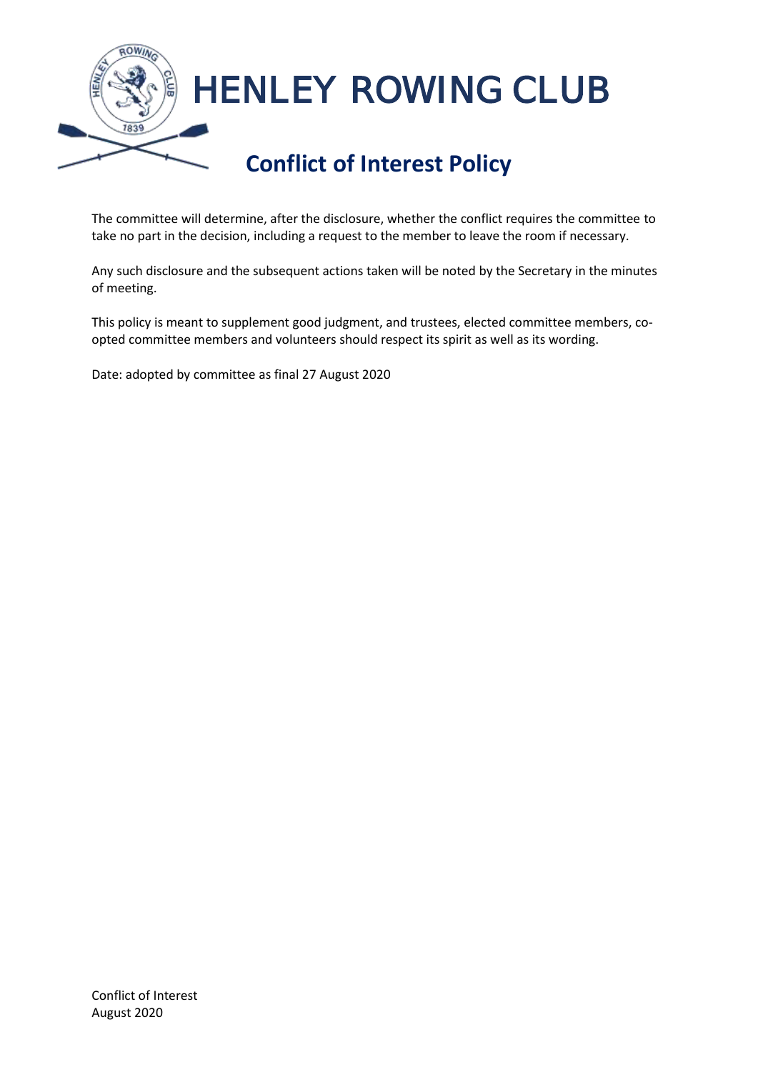# HENLEY ROWING CLUB

## Conflict of Interest Policy

The committee will determine, after the disclosure, whether the conflict requires the committee to take no part in the decision, including a request to the member to leave the room if necessary.

Any such disclosure and the subsequent actions taken will be noted by the Secretary in the minutes of meeting.

This policy is meant to supplement good judgment, and trustees, elected committee members, co-opted committee members and volunteers should respect its spirit as well as its wording.

Date: adopted by committee as final 27 August 2020